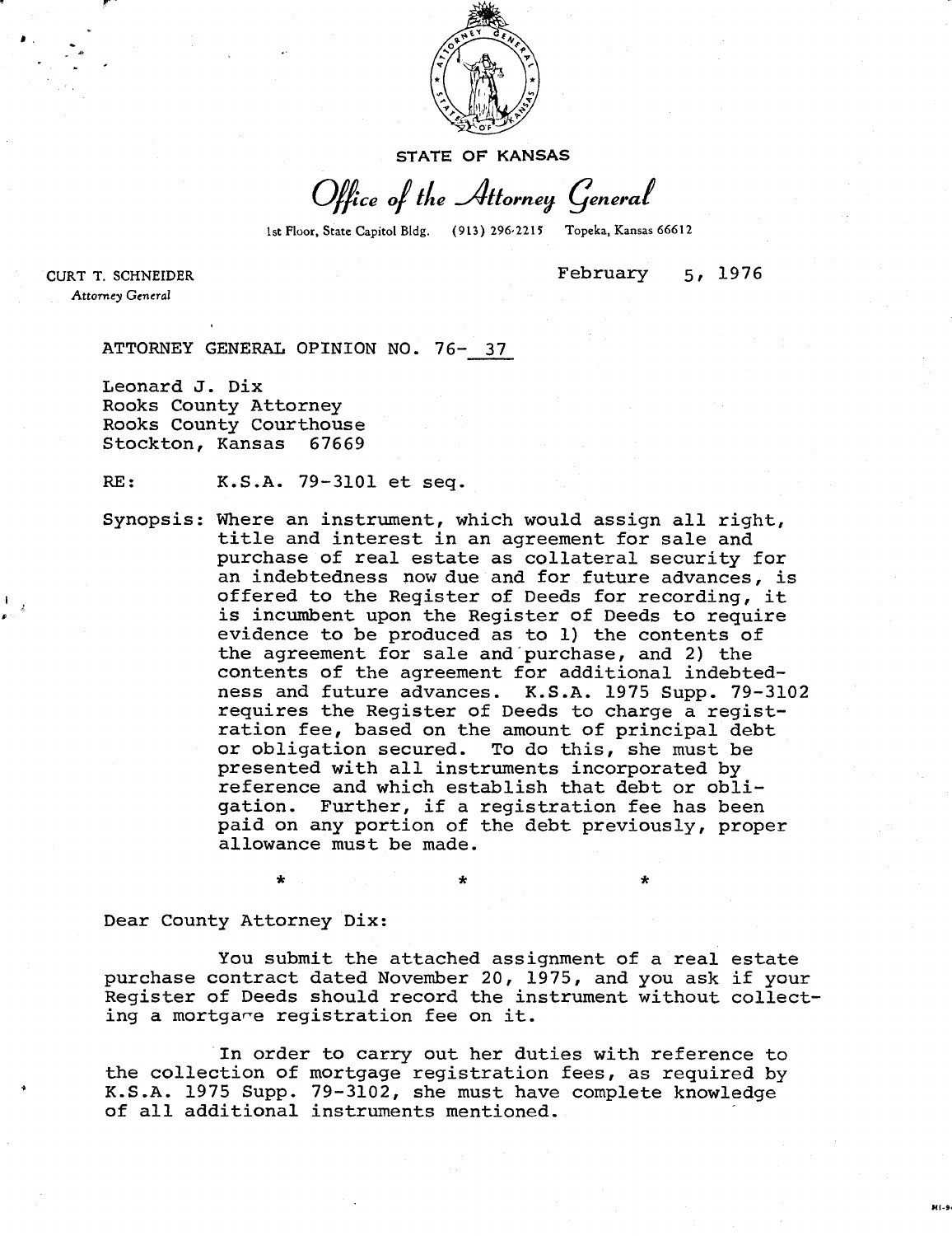STATE OF KANSAS

*Office of the Attorney General*

1st Floor, State Capitol Bldg. (913) 296-2215 Topeka, Kansas 66612

CURT T. SCHNEIDER
*Attorney General*

February 5, 1976

ATTORNEY GENERAL OPINION NO. 76- 37

Leonard J. Dix
Rooks County Attorney
Rooks County Courthouse
Stockton, Kansas 67669

RE: K.S.A. 79-3101 et seq.

Synopsis: Where an instrument, which would assign all right, title and interest in an agreement for sale and purchase of real estate as collateral security for an indebtedness now due and for future advances, is offered to the Register of Deeds for recording, it is incumbent upon the Register of Deeds to require evidence to be produced as to 1) the contents of the agreement for sale and purchase, and 2) the contents of the agreement for additional indebtedness and future advances. K.S.A. 1975 Supp. 79-3102 requires the Register of Deeds to charge a registration fee, based on the amount of principal debt or obligation secured. To do this, she must be presented with all instruments incorporated by reference and which establish that debt or obligation. Further, if a registration fee has been paid on any portion of the debt previously, proper allowance must be made.

\* \* \*

Dear County Attorney Dix:

You submit the attached assignment of a real estate purchase contract dated November 20, 1975, and you ask if your Register of Deeds should record the instrument without collecting a mortgage registration fee on it.

In order to carry out her duties with reference to the collection of mortgage registration fees, as required by K.S.A. 1975 Supp. 79-3102, she must have complete knowledge of all additional instruments mentioned.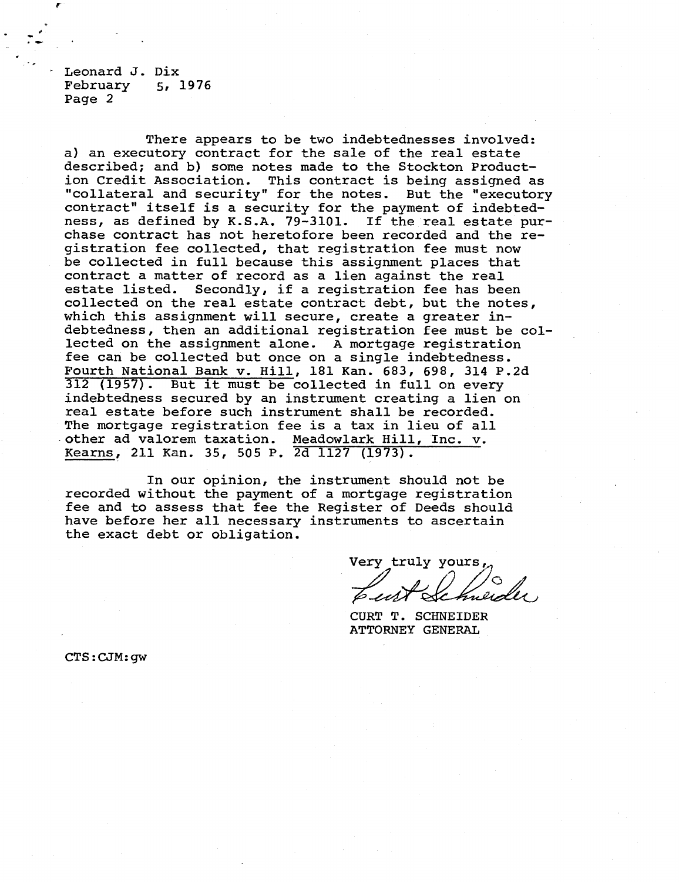There appears to be two indebtednesses involved: a) an executory contract for the sale of the real estate described; and b) some notes made to the Stockton Production Credit Association. This contract is being assigned as "collateral and security" for the notes. But the "executory contract" itself is a security for the payment of indebtedness, as defined by K.S.A. 79-3101. If the real estate purchase contract has not heretofore been recorded and the registration fee collected, that registration fee must now be collected in full because this assignment places that contract a matter of record as a lien against the real estate listed. Secondly, if a registration fee has been collected on the real estate contract debt, but the notes, which this assignment will secure, create a greater indebtedness, then an additional registration fee must be collected on the assignment alone. A mortgage registration fee can be collected but once on a single indebtedness. Fourth National Bank v. Hill, 181 Kan. 683, 698, 314 P.2d 312 (1957). But it must be collected in full on every indebtedness secured by an instrument creating a lien on real estate before such instrument shall be recorded. The mortgage registration fee is a tax in lieu of all other ad valorem taxation. Meadowlark Hill, Inc. v. Kearns, 211 Kan. 35, 505 P. 2d 1127 (1973).

In our opinion, the instrument should not be recorded without the payment of a mortgage registration fee and to assess that fee the Register of Deeds should have before her all necessary instruments to ascertain the exact debt or obligation.

Very truly yours,

Curt Schneider

CURT T. SCHNEIDER
ATTORNEY GENERAL

CTS:CJM:gw